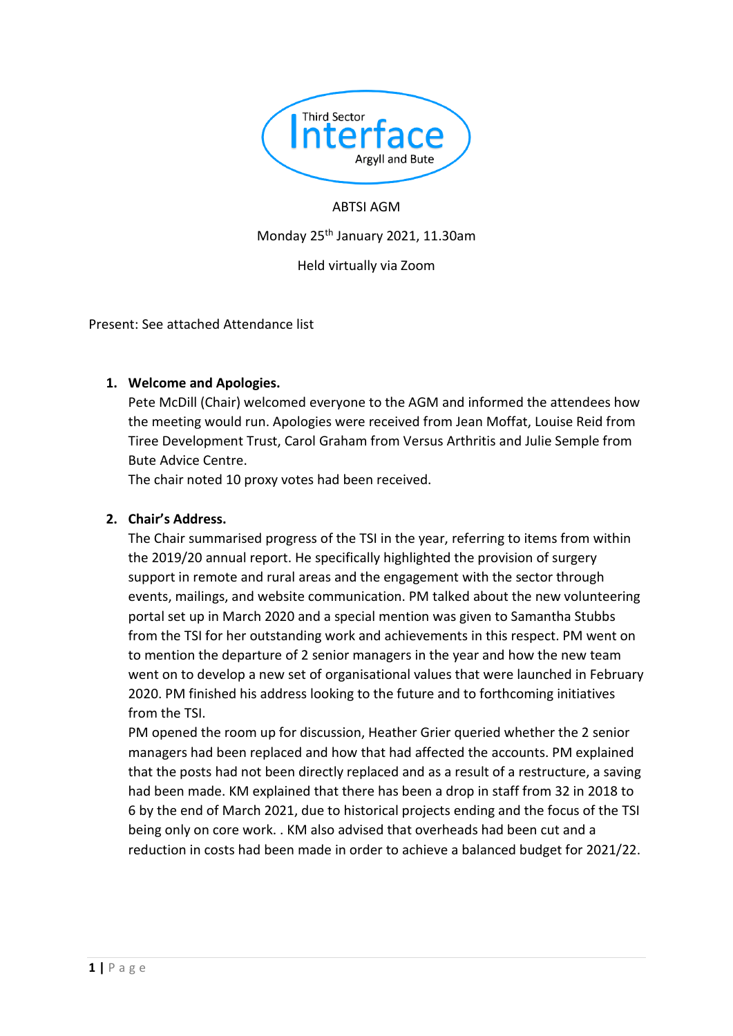Third Sector Interface Argyll and Bute

ABTSI AGM

Monday 25th January 2021, 11.30am

Held virtually via Zoom

Present: See attached Attendance list

1. **Welcome and Apologies.**
   Pete McDill (Chair) welcomed everyone to the AGM and informed the attendees how the meeting would run. Apologies were received from Jean Moffat, Louise Reid from Tiree Development Trust, Carol Graham from Versus Arthritis and Julie Semple from Bute Advice Centre.
   The chair noted 10 proxy votes had been received.

2. **Chair's Address.**
   The Chair summarised progress of the TSI in the year, referring to items from within the 2019/20 annual report. He specifically highlighted the provision of surgery support in remote and rural areas and the engagement with the sector through events, mailings, and website communication. PM talked about the new volunteering portal set up in March 2020 and a special mention was given to Samantha Stubbs from the TSI for her outstanding work and achievements in this respect. PM went on to mention the departure of 2 senior managers in the year and how the new team went on to develop a new set of organisational values that were launched in February 2020. PM finished his address looking to the future and to forthcoming initiatives from the TSI.
   PM opened the room up for discussion, Heather Grier queried whether the 2 senior managers had been replaced and how that had affected the accounts. PM explained that the posts had not been directly replaced and as a result of a restructure, a saving had been made. KM explained that there has been a drop in staff from 32 in 2018 to 6 by the end of March 2021, due to historical projects ending and the focus of the TSI being only on core work. . KM also advised that overheads had been cut and a reduction in costs had been made in order to achieve a balanced budget for 2021/22.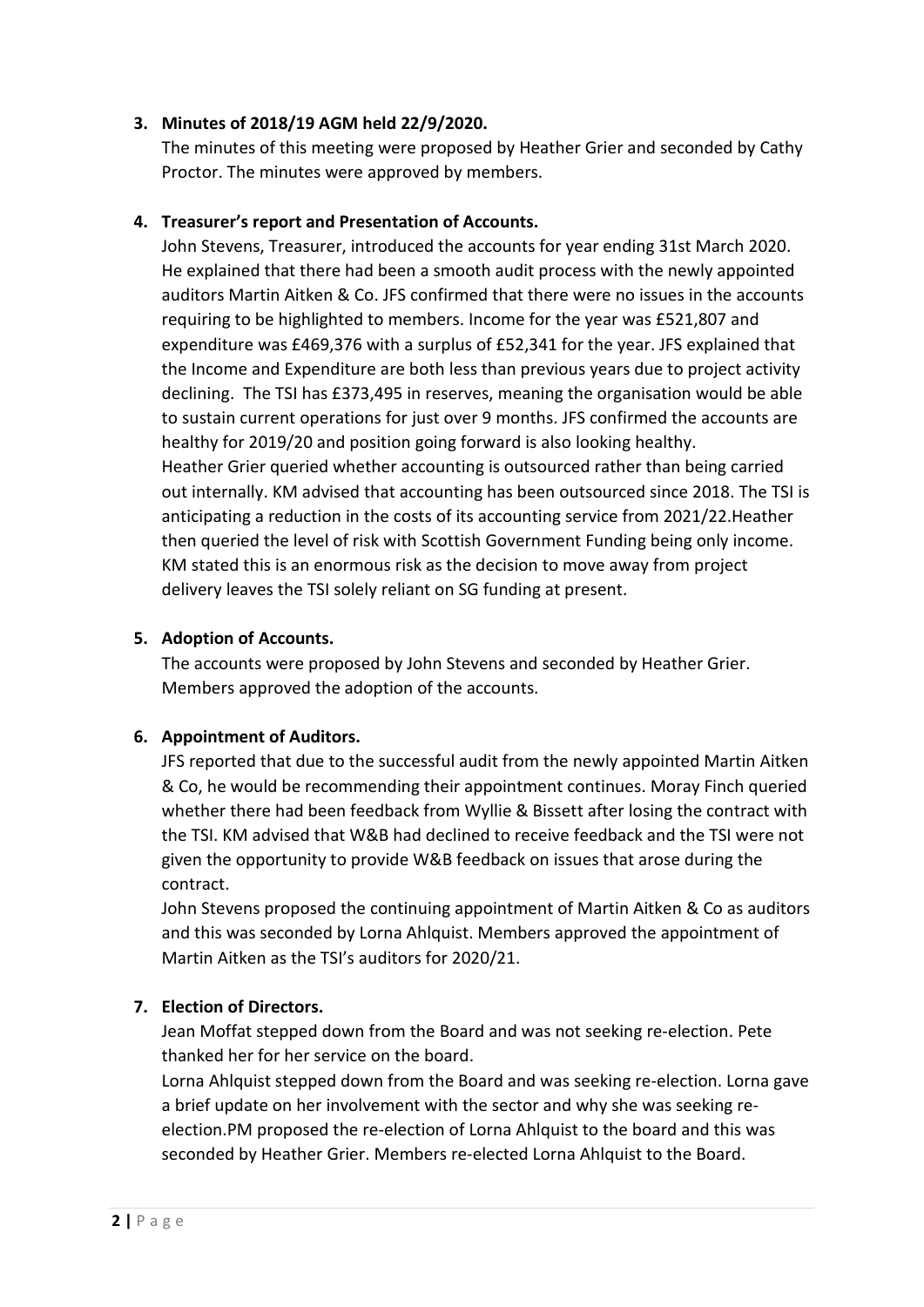3. **Minutes of 2018/19 AGM held 22/9/2020.**
   The minutes of this meeting were proposed by Heather Grier and seconded by Cathy Proctor. The minutes were approved by members.

4. **Treasurer's report and Presentation of Accounts.**
   John Stevens, Treasurer, introduced the accounts for year ending 31st March 2020. He explained that there had been a smooth audit process with the newly appointed auditors Martin Aitken & Co. JFS confirmed that there were no issues in the accounts requiring to be highlighted to members. Income for the year was £521,807 and expenditure was £469,376 with a surplus of £52,341 for the year. JFS explained that the Income and Expenditure are both less than previous years due to project activity declining. The TSI has £373,495 in reserves, meaning the organisation would be able to sustain current operations for just over 9 months. JFS confirmed the accounts are healthy for 2019/20 and position going forward is also looking healthy.
   Heather Grier queried whether accounting is outsourced rather than being carried out internally. KM advised that accounting has been outsourced since 2018. The TSI is anticipating a reduction in the costs of its accounting service from 2021/22.Heather then queried the level of risk with Scottish Government Funding being only income. KM stated this is an enormous risk as the decision to move away from project delivery leaves the TSI solely reliant on SG funding at present.

5. **Adoption of Accounts.**
   The accounts were proposed by John Stevens and seconded by Heather Grier. Members approved the adoption of the accounts.

6. **Appointment of Auditors.**
   JFS reported that due to the successful audit from the newly appointed Martin Aitken & Co, he would be recommending their appointment continues. Moray Finch queried whether there had been feedback from Wyllie & Bissett after losing the contract with the TSI. KM advised that W&B had declined to receive feedback and the TSI were not given the opportunity to provide W&B feedback on issues that arose during the contract.
   John Stevens proposed the continuing appointment of Martin Aitken & Co as auditors and this was seconded by Lorna Ahlquist. Members approved the appointment of Martin Aitken as the TSI's auditors for 2020/21.

7. **Election of Directors.**
   Jean Moffat stepped down from the Board and was not seeking re-election. Pete thanked her for her service on the board.
   Lorna Ahlquist stepped down from the Board and was seeking re-election. Lorna gave a brief update on her involvement with the sector and why she was seeking re-election.PM proposed the re-election of Lorna Ahlquist to the board and this was seconded by Heather Grier. Members re-elected Lorna Ahlquist to the Board.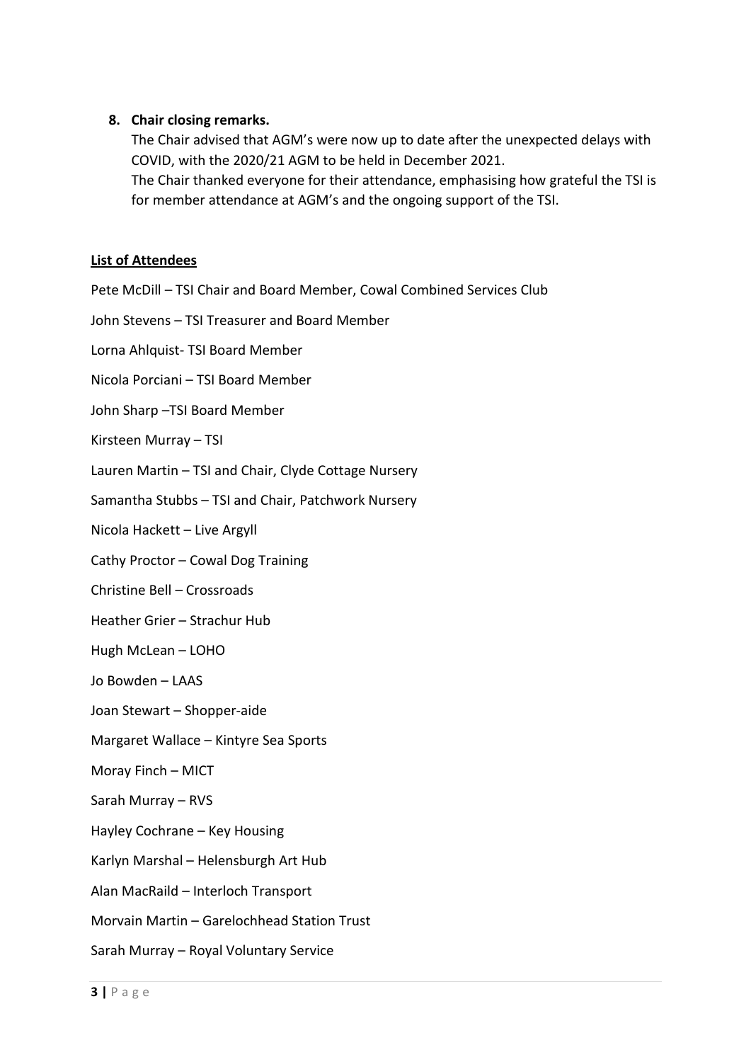8. **Chair closing remarks.**
   The Chair advised that AGM's were now up to date after the unexpected delays with COVID, with the 2020/21 AGM to be held in December 2021.
   The Chair thanked everyone for their attendance, emphasising how grateful the TSI is for member attendance at AGM's and the ongoing support of the TSI.

**List of Attendees**

Pete McDill – TSI Chair and Board Member, Cowal Combined Services Club

John Stevens – TSI Treasurer and Board Member

Lorna Ahlquist- TSI Board Member

Nicola Porciani – TSI Board Member

John Sharp –TSI Board Member

Kirsteen Murray – TSI

Lauren Martin – TSI and Chair, Clyde Cottage Nursery

Samantha Stubbs – TSI and Chair, Patchwork Nursery

Nicola Hackett – Live Argyll

Cathy Proctor – Cowal Dog Training

Christine Bell – Crossroads

Heather Grier – Strachur Hub

Hugh McLean – LOHO

Jo Bowden – LAAS

Joan Stewart – Shopper-aide

Margaret Wallace – Kintyre Sea Sports

Moray Finch – MICT

Sarah Murray – RVS

Hayley Cochrane – Key Housing

Karlyn Marshal – Helensburgh Art Hub

Alan MacRaild – Interloch Transport

Morvain Martin – Garelochhead Station Trust

Sarah Murray – Royal Voluntary Service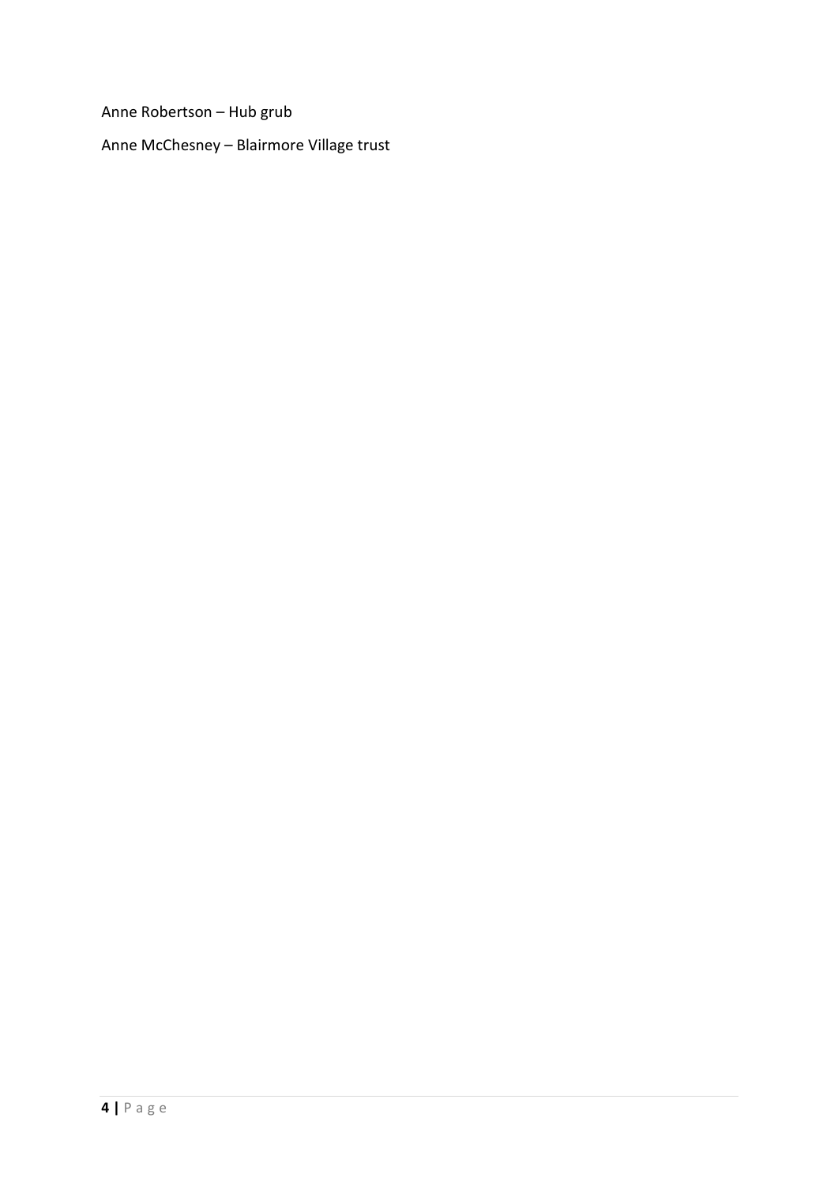Anne Robertson – Hub grub

Anne McChesney – Blairmore Village trust